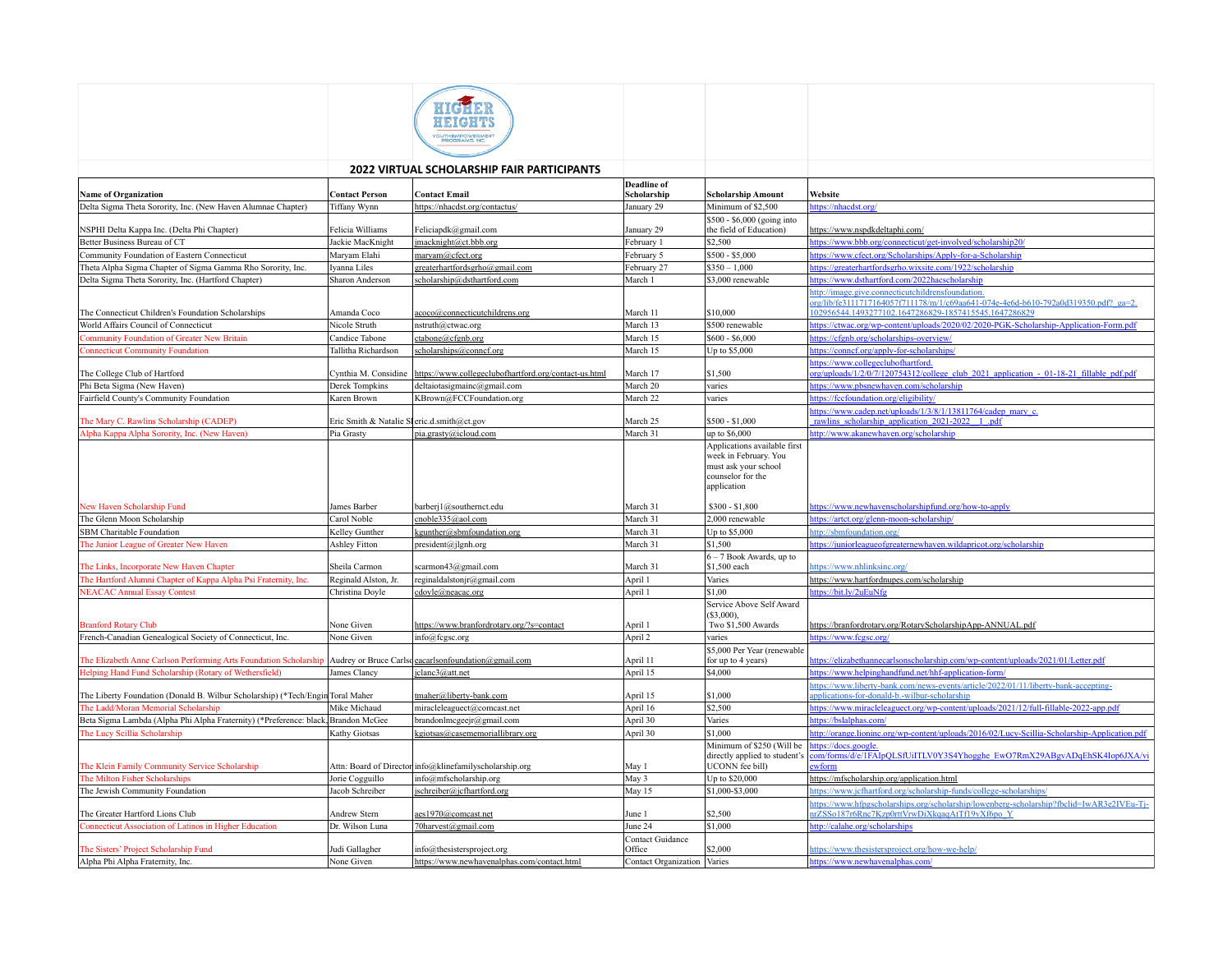## 2022 VIRTUAL SCHOLARSHIP FAIR PARTICIPANTS

| Name of Organization | Contact Person | Contact Email | Deadline of Scholarship | Scholarship Amount | Website |
|---|---|---|---|---|---|
| Delta Sigma Theta Sorority, Inc. (New Haven Alumnae Chapter) | Tiffany Wynn | https://nhadcst.org/contactus/ | January 29 | Minimum of $2,500 | https://nhadcst.org/ |
| NSPHI Delta Kappa Inc. (Delta Phi Chapter) | Felicia Williams | Feliciapdk@gmail.com | January 29 | $500 - $6,000 (going into the field of Education) | https://www.nspdkdeltaphi.com/ |
| Better Business Bureau of CT | Jackie MacKnight | jmacknight@ct.bbb.org | February 1 | $2,500 | https://www.bbb.org/connecticut/get-involved/scholarship20/ |
| Community Foundation of Eastern Connecticut | Maryam Elahi | maryam@cfect.org | February 5 | $500 - $5,000 | https://www.cfect.org/Scholarships/Apply-for-a-Scholarship |
| Theta Alpha Sigma Chapter of Sigma Gamma Rho Sorority, Inc. | Iyanna Liles | greaterhartfordsgrho@gmail.com | February 27 | $350 – 1,000 | https://greaterhartfordsgrho.wixsite.com/1922/scholarship |
| Delta Sigma Theta Sorority, Inc. (Hartford Chapter) | Sharon Anderson | scholarship@dsthartford.com | March 1 | $3,000 renewable | https://www.dsthartford.com/2022hacscholarship |
| The Connecticut Children's Foundation Scholarships | Amanda Coco | acoco@connecticutchildrens.org | March 11 | $10,000 | http://image.give.connecticutchildrensfoundation.org/lib/fe3111717164057f711178/m/1/c69aa641-074e-4e6d-b610-792a0d319350.pdf?_ga=2.102956544.1493277102.1647286829-1857415545.1647286829 |
| World Affairs Council of Connecticut | Nicole Struth | nstruth@ctwac.org | March 13 | $500 renewable | https://ctwac.org/wp-content/uploads/2020/02/2020-PGK-Scholarship-Application-Form.pdf |
| Community Foundation of Greater New Britain | Candice Tabone | ctabone@cfgnb.org | March 15 | $600 - $6,000 | https://cfgnb.org/scholarships-overview/ |
| Connecticut Community Foundation | Tallitha Richardson | scholarships@conncf.org | March 15 | Up to $5,000 | https://conncf.org/apply-for-scholarships/ |
| The College Club of Hartford | Cynthia M. Considine | https://www.collegeclubofhartford.org/contact-us.html | March 17 | $1,500 | https://www.collegeclubofhartford.org/uploads/1/2/0/7/120754312/college_club_2021_application_-_01-18-21_fillable_pdf.pdf |
| Phi Beta Sigma (New Haven) | Derek Tompkins | deltaiotasigmainc@gmail.com | March 20 | varies | https://www.pbsnewhaven.com/scholarship |
| Fairfield County's Community Foundation | Karen Brown | KBrown@FCCFoundation.org | March 22 | varies | https://fccfoundation.org/eligibility/ |
| The Mary C. Rawlins Scholarship (CADEP) | Eric Smith & Natalie S | eric.d.smith@ct.gov | March 25 | $500 - $1,000 | https://www.cadep.net/uploads/1/3/8/1/13811764/cadep_mary_c._rawlins_scholarship_application_2021-2022__1_.pdf |
| Alpha Kappa Alpha Sorority, Inc. (New Haven) | Pia Grasty | pia.grasty@icloud.com | March 31 | up to $6,000 | http://www.akanewhaven.org/scholarship |
| New Haven Scholarship Fund | James Barber | barberj1@southernct.edu | March 31 | Applications available first week in February. You must ask your school counselor for the application $300 - $1,800 | https://www.newhavenscholarshipfund.org/how-to-apply |
| The Glenn Moon Scholarship | Carol Noble | cnoble335@aol.com | March 31 | 2,000 renewable | https://artct.org/glenn-moon-scholarship/ |
| SBM Charitable Foundation | Kelley Gunther | kgunther@sbmfoundation.org | March 31 | Up to $5,000 | http://sbmfoundation.org/ |
| The Junior League of Greater New Haven | Ashley Fitton | president@jlgnh.org | March 31 | $1,500 | https://juniorleagueofgreaternewhaven.wildapricot.org/scholarship |
| The Links, Incorporate New Haven Chapter | Sheila Carmon | scarmon43@gmail.com | March 31 | 6 – 7 Book Awards, up to $1,500 each | https://www.nhlinksinc.org/ |
| The Hartford Alumni Chapter of Kappa Alpha Psi Fraternity, Inc. | Reginald Alston, Jr. | reginaldalstonjr@gmail.com | April 1 | Varies | https://www.hartfordnupes.com/scholarship |
| NEACAC Annual Essay Contest | Christina Doyle | cdoyle@neacac.org | April 1 | $1,00 | https://bit.ly/2uEuNfg |
| Branford Rotary Club | None Given | https://www.branfordrotary.org/?s=contact | April 1 | Service Above Self Award ($3,000), Two $1,500 Awards | https://branfordrotary.org/RotaryScholarshipApp-ANNUAL.pdf |
| French-Canadian Genealogical Society of Connecticut, Inc. | None Given | info@fcgsc.org | April 2 | varies | https://www.fcgsc.org/ |
| The Elizabeth Anne Carlson Performing Arts Foundation Scholarship | Audrey or Bruce Carlso | eacarlsonfoundation@gmail.com | April 11 | $5,000 Per Year (renewable for up to 4 years) | https://elizabethannecarlsonscholarship.com/wp-content/uploads/2021/01/Letter.pdf |
| Helping Hand Fund Scholarship (Rotary of Wethersfield) | James Clancy | jclanc3@att.net | April 15 | $4,000 | https://www.helpinghandfund.net/hhf-application-form/ |
| The Liberty Foundation (Donald B. Wilbur Scholarship) (*Tech/Engin | Toral Maher | tmaher@liberty-bank.com | April 15 | $1,000 | https://www.liberty-bank.com/news-events/article/2022/01/11/liberty-bank-accepting-applications-for-donald-b.-wilbur-scholarship |
| The Ladd/Moran Memorial Scholarship | Mike Michaud | miracleleaguect@comcast.net | April 16 | $2,500 | https://www.miracleleaguect.org/wp-content/uploads/2021/12/full-fillable-2022-app.pdf |
| Beta Sigma Lambda (Alpha Phi Alpha Fraternity) (*Preference: black | Brandon McGee | brandonlmcgeejr@gmail.com | April 30 | Varies | https://bslalphas.com/ |
| The Lucy Scillia Scholarship | Kathy Giotsas | kgiotsas@casememoriallibrary.org | April 30 | $1,000 | http://orange.lioninc.org/wp-content/uploads/2016/02/Lucy-Scillia-Scholarship-Application.pdf |
| The Klein Family Community Service Scholarship | Attn: Board of Director | info@klinefamilyscholarship.org | May 1 | Minimum of $250 (Will be directly applied to student's UCONN fee bill) | https://docs.google.com/forms/d/e/1FAIpQLSfUiITLV0Y3S4Yhogghe_EwO7RmX29ABgvADqEhSK4Iop6JXA/viewform |
| The Milton Fisher Scholarships | Jorie Cogguillo | info@mfscholarship.org | May 3 | Up to $20,000 | https://mfscholarship.org/application.html |
| The Jewish Community Foundation | Jacob Schreiber | jschreiber@jcfhartford.org | May 15 | $1,000-$3,000 | https://www.jcfhartford.org/scholarship-funds/college-scholarships/ |
| The Greater Hartford Lions Club | Andrew Stern | aes1970@comcast.net | June 1 | $2,500 | https://www.hfpgscholarships.org/scholarship/lowenberg-scholarship?fbclid=IwAR3e2IVEu-Tj-nrZSSo187r6Rnc7Kzp0rttVrwDiXkqaqAtTf19vXf6po_Y |
| Connecticut Association of Latinos in Higher Education | Dr. Wilson Luna | 70harvest@gmail.com | June 24 | $1,000 | http://calahe.org/scholarships |
| The Sisters' Project Scholarship Fund | Judi Gallagher | info@thesistersproject.org | Contact Guidance Office | $2,000 | https://www.thesistersproject.org/how-we-help/ |
| Alpha Phi Alpha Fraternity, Inc. | None Given | https://www.newhavenalphas.com/contact.html | Contact Organization | Varies | https://www.newhavenalphas.com/ |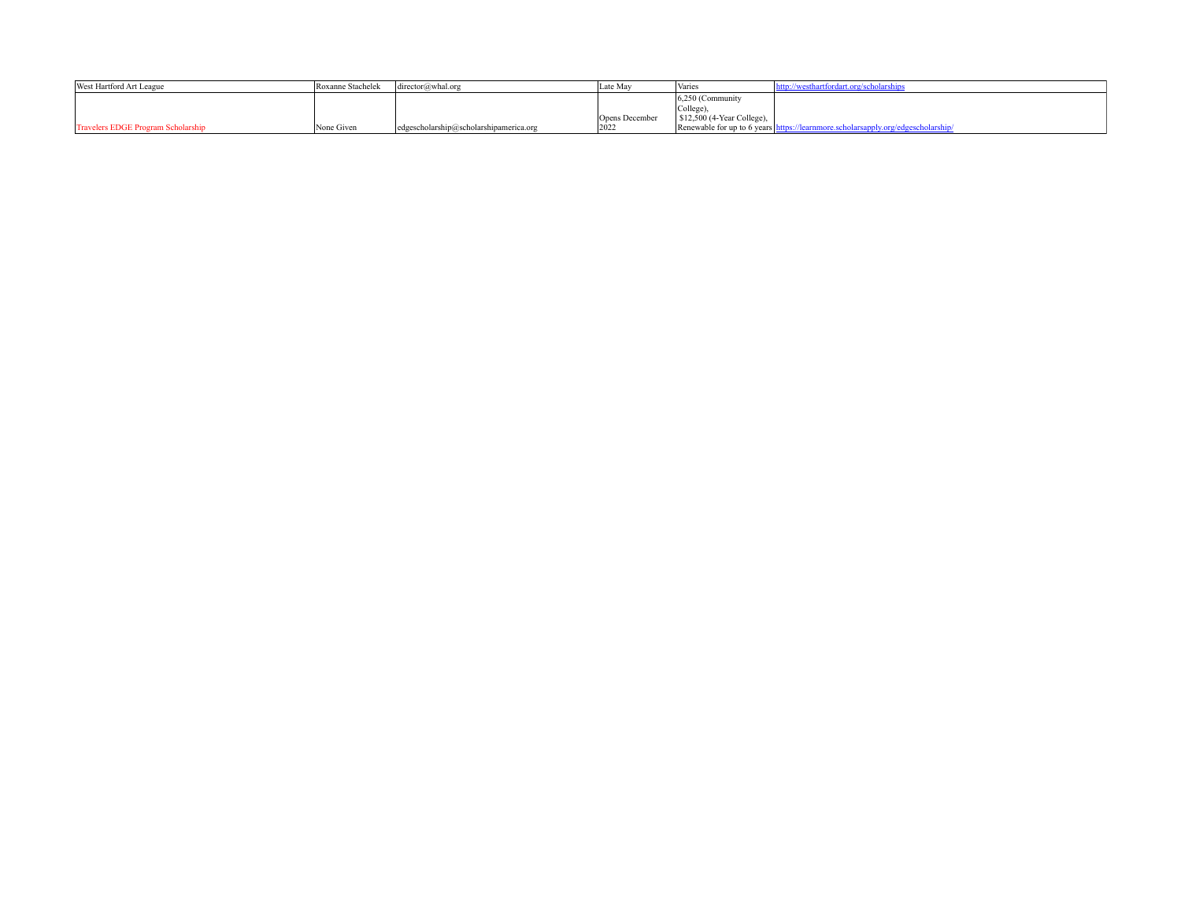| | | | | | |
|---|---|---|---|---|---|
| West Hartford Art League | Roxanne Stachelek | director@whal.org | Late May | Varies | http://westhartfordart.org/scholarships |
| Travelers EDGE Program Scholarship | None Given | edgescholarship@scholarshipamerica.org | Opens December 2022 | 6,250 (Community College), $12,500 (4-Year College), Renewable for up to 6 years | https://learnmore.scholarsapply.org/edgescholarship/ |